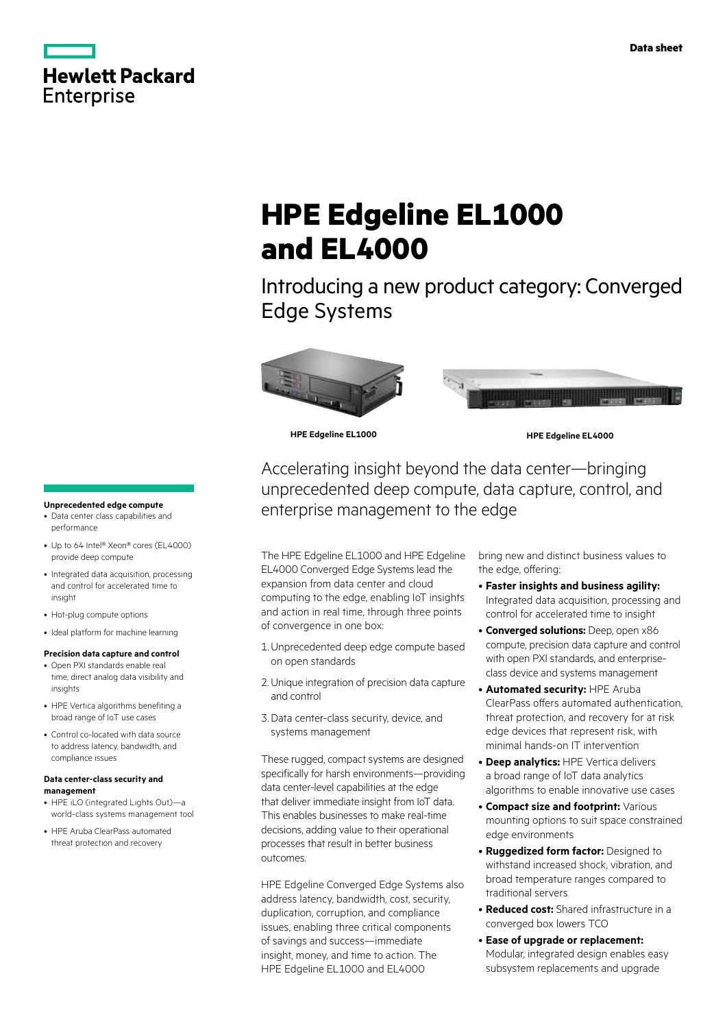Hewlett Packard Enterprise

Data sheet

# HPE Edgeline EL1000 and EL4000

## Introducing a new product category: Converged Edge Systems

HPE Edgeline EL1000

HPE Edgeline EL4000

## Accelerating insight beyond the data center—bringing unprecedented deep compute, data capture, control, and enterprise management to the edge

The HPE Edgeline EL1000 and HPE Edgeline EL4000 Converged Edge Systems lead the expansion from data center and cloud computing to the edge, enabling IoT insights and action in real time, through three points of convergence in one box:

1. Unprecedented deep edge compute based on open standards
2. Unique integration of precision data capture and control
3. Data center-class security, device, and systems management

These rugged, compact systems are designed specifically for harsh environments—providing data center-level capabilities at the edge that deliver immediate insight from IoT data. This enables businesses to make real-time decisions, adding value to their operational processes that result in better business outcomes.

HPE Edgeline Converged Edge Systems also address latency, bandwidth, cost, security, duplication, corruption, and compliance issues, enabling three critical components of savings and success—immediate insight, money, and time to action. The HPE Edgeline EL1000 and EL4000 bring new and distinct business values to the edge, offering:

- **Faster insights and business agility:** Integrated data acquisition, processing and control for accelerated time to insight
- **Converged solutions:** Deep, open x86 compute, precision data capture and control with open PXI standards, and enterprise-class device and systems management
- **Automated security:** HPE Aruba ClearPass offers automated authentication, threat protection, and recovery for at risk edge devices that represent risk, with minimal hands-on IT intervention
- **Deep analytics:** HPE Vertica delivers a broad range of IoT data analytics algorithms to enable innovative use cases
- **Compact size and footprint:** Various mounting options to suit space constrained edge environments
- **Ruggedized form factor:** Designed to withstand increased shock, vibration, and broad temperature ranges compared to traditional servers
- **Reduced cost:** Shared infrastructure in a converged box lowers TCO
- **Ease of upgrade or replacement:** Modular, integrated design enables easy subsystem replacements and upgrade

**Unprecedented edge compute**

- Data center class capabilities and performance
- Up to 64 Intel® Xeon® cores (EL4000) provide deep compute
- Integrated data acquisition, processing and control for accelerated time to insight
- Hot-plug compute options
- Ideal platform for machine learning

**Precision data capture and control**

- Open PXI standards enable real time, direct analog data visibility and insights
- HPE Vertica algorithms benefiting a broad range of IoT use cases
- Control co-located with data source to address latency, bandwidth, and compliance issues

**Data center-class security and management**

- HPE iLO (integrated Lights Out)—a world-class systems management tool
- HPE Aruba ClearPass automated threat protection and recovery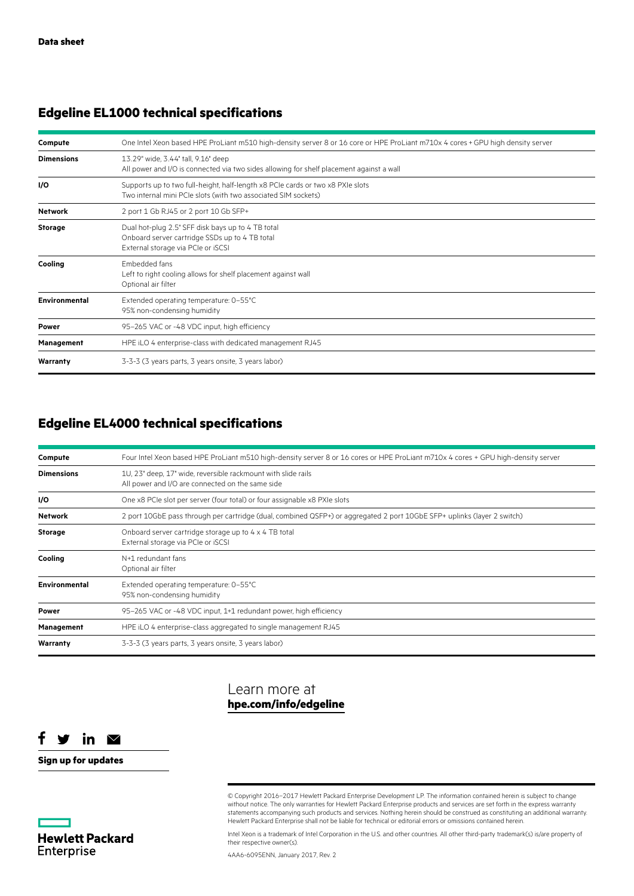**Data sheet**

## Edgeline EL1000 technical specifications

| | |
|---|---|
| **Compute** | One Intel Xeon based HPE ProLiant m510 high-density server 8 or 16 core or HPE ProLiant m710x 4 cores + GPU high density server |
| **Dimensions** | 13.29" wide, 3.44" tall, 9.16" deep<br>All power and I/O is connected via two sides allowing for shelf placement against a wall |
| **I/O** | Supports up to two full-height, half-length x8 PCIe cards or two x8 PXIe slots<br>Two internal mini PCIe slots (with two associated SIM sockets) |
| **Network** | 2 port 1 Gb RJ45 or 2 port 10 Gb SFP+ |
| **Storage** | Dual hot-plug 2.5" SFF disk bays up to 4 TB total<br>Onboard server cartridge SSDs up to 4 TB total<br>External storage via PCIe or iSCSI |
| **Cooling** | Embedded fans<br>Left to right cooling allows for shelf placement against wall<br>Optional air filter |
| **Environmental** | Extended operating temperature: 0–55°C<br>95% non-condensing humidity |
| **Power** | 95–265 VAC or -48 VDC input, high efficiency |
| **Management** | HPE iLO 4 enterprise-class with dedicated management RJ45 |
| **Warranty** | 3-3-3 (3 years parts, 3 years onsite, 3 years labor) |

## Edgeline EL4000 technical specifications

| | |
|---|---|
| **Compute** | Four Intel Xeon based HPE ProLiant m510 high-density server 8 or 16 cores or HPE ProLiant m710x 4 cores + GPU high-density server |
| **Dimensions** | 1U, 23" deep, 17" wide, reversible rackmount with slide rails<br>All power and I/O are connected on the same side |
| **I/O** | One x8 PCIe slot per server (four total) or four assignable x8 PXIe slots |
| **Network** | 2 port 10GbE pass through per cartridge (dual, combined QSFP+) or aggregated 2 port 10GbE SFP+ uplinks (layer 2 switch) |
| **Storage** | Onboard server cartridge storage up to 4 x 4 TB total<br>External storage via PCIe or iSCSI |
| **Cooling** | N+1 redundant fans<br>Optional air filter |
| **Environmental** | Extended operating temperature: 0–55°C<br>95% non-condensing humidity |
| **Power** | 95–265 VAC or -48 VDC input, 1+1 redundant power, high efficiency |
| **Management** | HPE iLO 4 enterprise-class aggregated to single management RJ45 |
| **Warranty** | 3-3-3 (3 years parts, 3 years onsite, 3 years labor) |

Learn more at
**hpe.com/info/edgeline**

**Sign up for updates**

**Hewlett Packard Enterprise**

© Copyright 2016–2017 Hewlett Packard Enterprise Development LP. The information contained herein is subject to change without notice. The only warranties for Hewlett Packard Enterprise products and services are set forth in the express warranty statements accompanying such products and services. Nothing herein should be construed as constituting an additional warranty. Hewlett Packard Enterprise shall not be liable for technical or editorial errors or omissions contained herein.

Intel Xeon is a trademark of Intel Corporation in the U.S. and other countries. All other third-party trademark(s) is/are property of their respective owner(s).

4AA6-6095ENN, January 2017, Rev. 2